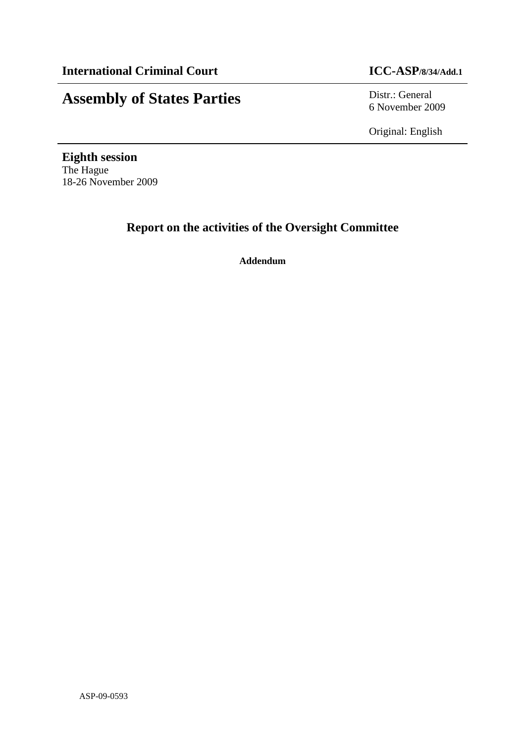**International Criminal Court** **ICC-ASP/8/34/Add.1**

# Assembly of States Parties

Distr.: General
6 November 2009

Original: English

**Eighth session**
The Hague
18-26 November 2009

## Report on the activities of the Oversight Committee

**Addendum**

ASP-09-0593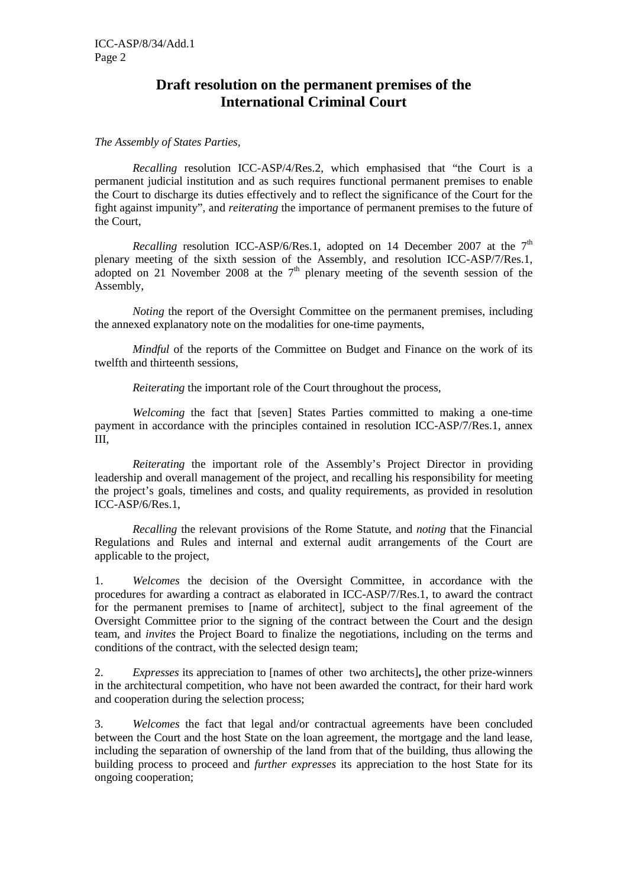# Draft resolution on the permanent premises of the International Criminal Court

*The Assembly of States Parties,*

*Recalling* resolution ICC-ASP/4/Res.2, which emphasised that "the Court is a permanent judicial institution and as such requires functional permanent premises to enable the Court to discharge its duties effectively and to reflect the significance of the Court for the fight against impunity", and *reiterating* the importance of permanent premises to the future of the Court,

*Recalling* resolution ICC-ASP/6/Res.1, adopted on 14 December 2007 at the 7th plenary meeting of the sixth session of the Assembly, and resolution ICC-ASP/7/Res.1, adopted on 21 November 2008 at the 7th plenary meeting of the seventh session of the Assembly,

*Noting* the report of the Oversight Committee on the permanent premises, including the annexed explanatory note on the modalities for one-time payments,

*Mindful* of the reports of the Committee on Budget and Finance on the work of its twelfth and thirteenth sessions,

*Reiterating* the important role of the Court throughout the process,

*Welcoming* the fact that [seven] States Parties committed to making a one-time payment in accordance with the principles contained in resolution ICC-ASP/7/Res.1, annex III,

*Reiterating* the important role of the Assembly's Project Director in providing leadership and overall management of the project, and recalling his responsibility for meeting the project's goals, timelines and costs, and quality requirements, as provided in resolution ICC-ASP/6/Res.1,

*Recalling* the relevant provisions of the Rome Statute, and *noting* that the Financial Regulations and Rules and internal and external audit arrangements of the Court are applicable to the project,

1. *Welcomes* the decision of the Oversight Committee, in accordance with the procedures for awarding a contract as elaborated in ICC-ASP/7/Res.1, to award the contract for the permanent premises to [name of architect], subject to the final agreement of the Oversight Committee prior to the signing of the contract between the Court and the design team, and *invites* the Project Board to finalize the negotiations, including on the terms and conditions of the contract, with the selected design team;

2. *Expresses* its appreciation to [names of other two architects]**,** the other prize-winners in the architectural competition, who have not been awarded the contract, for their hard work and cooperation during the selection process;

3. *Welcomes* the fact that legal and/or contractual agreements have been concluded between the Court and the host State on the loan agreement, the mortgage and the land lease, including the separation of ownership of the land from that of the building, thus allowing the building process to proceed and *further expresses* its appreciation to the host State for its ongoing cooperation;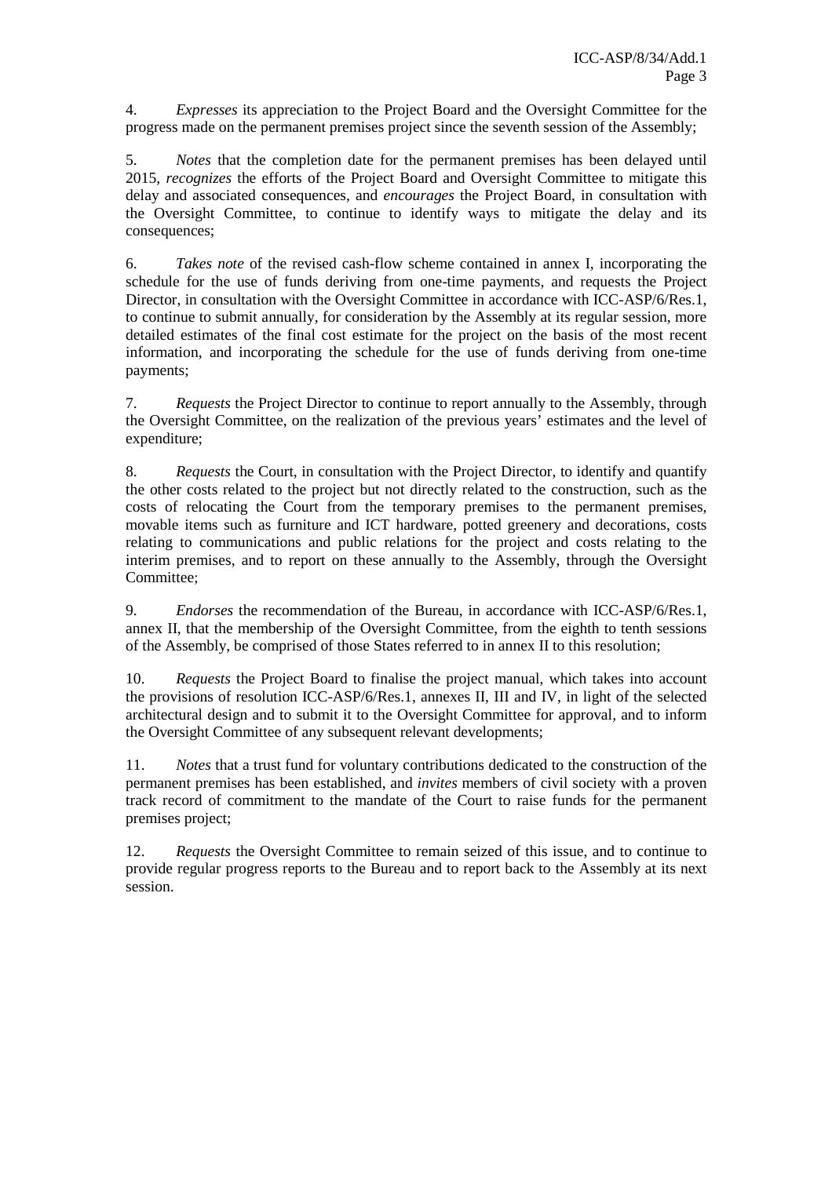4. *Expresses* its appreciation to the Project Board and the Oversight Committee for the progress made on the permanent premises project since the seventh session of the Assembly;

5. *Notes* that the completion date for the permanent premises has been delayed until 2015, *recognizes* the efforts of the Project Board and Oversight Committee to mitigate this delay and associated consequences, and *encourages* the Project Board, in consultation with the Oversight Committee, to continue to identify ways to mitigate the delay and its consequences;

6. *Takes note* of the revised cash-flow scheme contained in annex I, incorporating the schedule for the use of funds deriving from one-time payments, and requests the Project Director, in consultation with the Oversight Committee in accordance with ICC-ASP/6/Res.1, to continue to submit annually, for consideration by the Assembly at its regular session, more detailed estimates of the final cost estimate for the project on the basis of the most recent information, and incorporating the schedule for the use of funds deriving from one-time payments;

7. *Requests* the Project Director to continue to report annually to the Assembly, through the Oversight Committee, on the realization of the previous years' estimates and the level of expenditure;

8. *Requests* the Court, in consultation with the Project Director, to identify and quantify the other costs related to the project but not directly related to the construction, such as the costs of relocating the Court from the temporary premises to the permanent premises, movable items such as furniture and ICT hardware, potted greenery and decorations, costs relating to communications and public relations for the project and costs relating to the interim premises, and to report on these annually to the Assembly, through the Oversight Committee;

9. *Endorses* the recommendation of the Bureau, in accordance with ICC-ASP/6/Res.1, annex II, that the membership of the Oversight Committee, from the eighth to tenth sessions of the Assembly, be comprised of those States referred to in annex II to this resolution;

10. *Requests* the Project Board to finalise the project manual, which takes into account the provisions of resolution ICC-ASP/6/Res.1, annexes II, III and IV, in light of the selected architectural design and to submit it to the Oversight Committee for approval, and to inform the Oversight Committee of any subsequent relevant developments;

11. *Notes* that a trust fund for voluntary contributions dedicated to the construction of the permanent premises has been established, and *invites* members of civil society with a proven track record of commitment to the mandate of the Court to raise funds for the permanent premises project;

12. *Requests* the Oversight Committee to remain seized of this issue, and to continue to provide regular progress reports to the Bureau and to report back to the Assembly at its next session.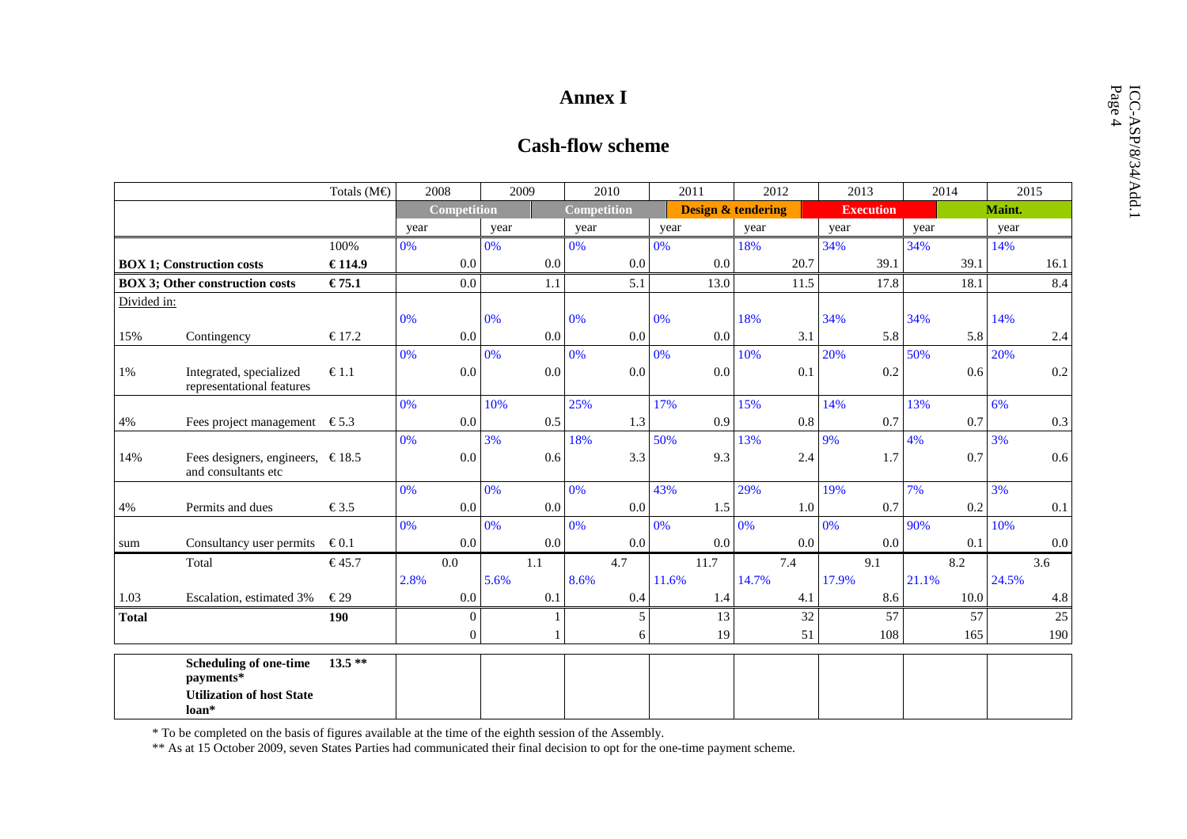# Annex I

## Cash-flow scheme

| | | Totals (M€) | 2008 | 2009 | 2010 | 2011 | 2012 | 2013 | 2014 | 2015 |
|---|---|---|---|---|---|---|---|---|---|---|
| | | | Competition | | Competition | Design & tendering | | Execution | | Maint. |
| | | | year | year | year | year | year | year | year | year |
| | | 100% | 0% | 0% | 0% | 0% | 18% | 34% | 34% | 14% |
| **BOX 1; Construction costs** | | **€ 114.9** | 0.0 | 0.0 | 0.0 | 0.0 | 20.7 | 39.1 | 39.1 | 16.1 |
| **BOX 3; Other construction costs** | | **€ 75.1** | 0.0 | 1.1 | 5.1 | 13.0 | 11.5 | 17.8 | 18.1 | 8.4 |
| Divided in: | | | | | | | | | | |
| | | | 0% | 0% | 0% | 0% | 18% | 34% | 34% | 14% |
| 15% | Contingency | € 17.2 | 0.0 | 0.0 | 0.0 | 0.0 | 3.1 | 5.8 | 5.8 | 2.4 |
| | | | 0% | 0% | 0% | 0% | 10% | 20% | 50% | 20% |
| 1% | Integrated, specialized representational features | € 1.1 | 0.0 | 0.0 | 0.0 | 0.0 | 0.1 | 0.2 | 0.6 | 0.2 |
| | | | 0% | 10% | 25% | 17% | 15% | 14% | 13% | 6% |
| 4% | Fees project management | € 5.3 | 0.0 | 0.5 | 1.3 | 0.9 | 0.8 | 0.7 | 0.7 | 0.3 |
| | | | 0% | 3% | 18% | 50% | 13% | 9% | 4% | 3% |
| 14% | Fees designers, engineers, and consultants etc | € 18.5 | 0.0 | 0.6 | 3.3 | 9.3 | 2.4 | 1.7 | 0.7 | 0.6 |
| | | | 0% | 0% | 0% | 43% | 29% | 19% | 7% | 3% |
| 4% | Permits and dues | € 3.5 | 0.0 | 0.0 | 0.0 | 1.5 | 1.0 | 0.7 | 0.2 | 0.1 |
| | | | 0% | 0% | 0% | 0% | 0% | 0% | 90% | 10% |
| sum | Consultancy user permits | € 0.1 | 0.0 | 0.0 | 0.0 | 0.0 | 0.0 | 0.0 | 0.1 | 0.0 |
| | Total | € 45.7 | 0.0 | 1.1 | 4.7 | 11.7 | 7.4 | 9.1 | 8.2 | 3.6 |
| | | | 2.8% | 5.6% | 8.6% | 11.6% | 14.7% | 17.9% | 21.1% | 24.5% |
| 1.03 | Escalation, estimated 3% | € 29 | 0.0 | 0.1 | 0.4 | 1.4 | 4.1 | 8.6 | 10.0 | 4.8 |
| **Total** | | **190** | 0 | 1 | 5 | 13 | 32 | 57 | 57 | 25 |
| | | | 0 | 1 | 6 | 19 | 51 | 108 | 165 | 190 |

| | | | | | | | | | | |
|---|---|---|---|---|---|---|---|---|---|---|
| | **Scheduling of one-time payments*** | **13.5 **** | | | | | | | | |
| | **Utilization of host State loan*** | | | | | | | | | |

* To be completed on the basis of figures available at the time of the eighth session of the Assembly.

** As at 15 October 2009, seven States Parties had communicated their final decision to opt for the one-time payment scheme.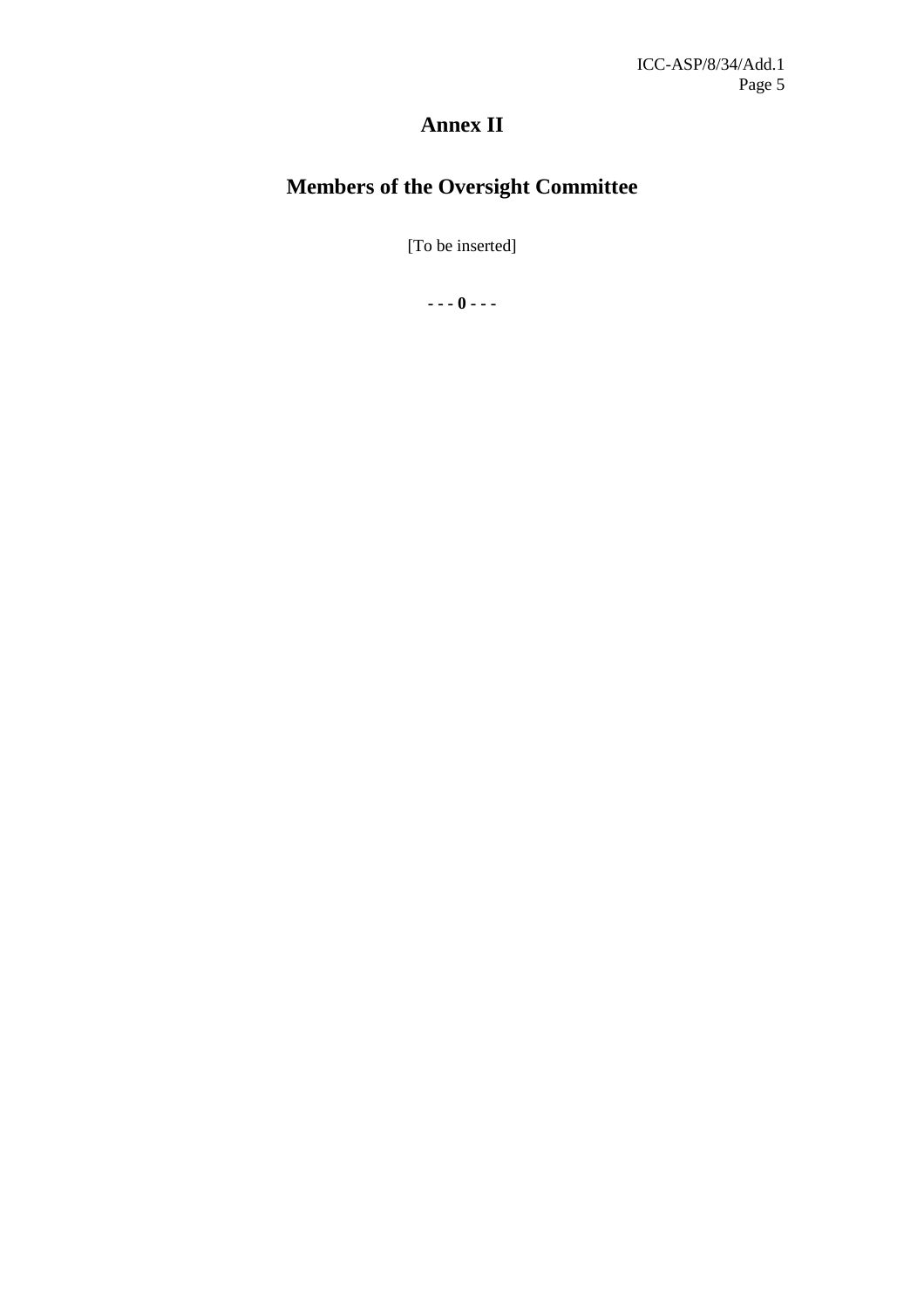# Annex II

## Members of the Oversight Committee

[To be inserted]

**- - - 0 - - -**